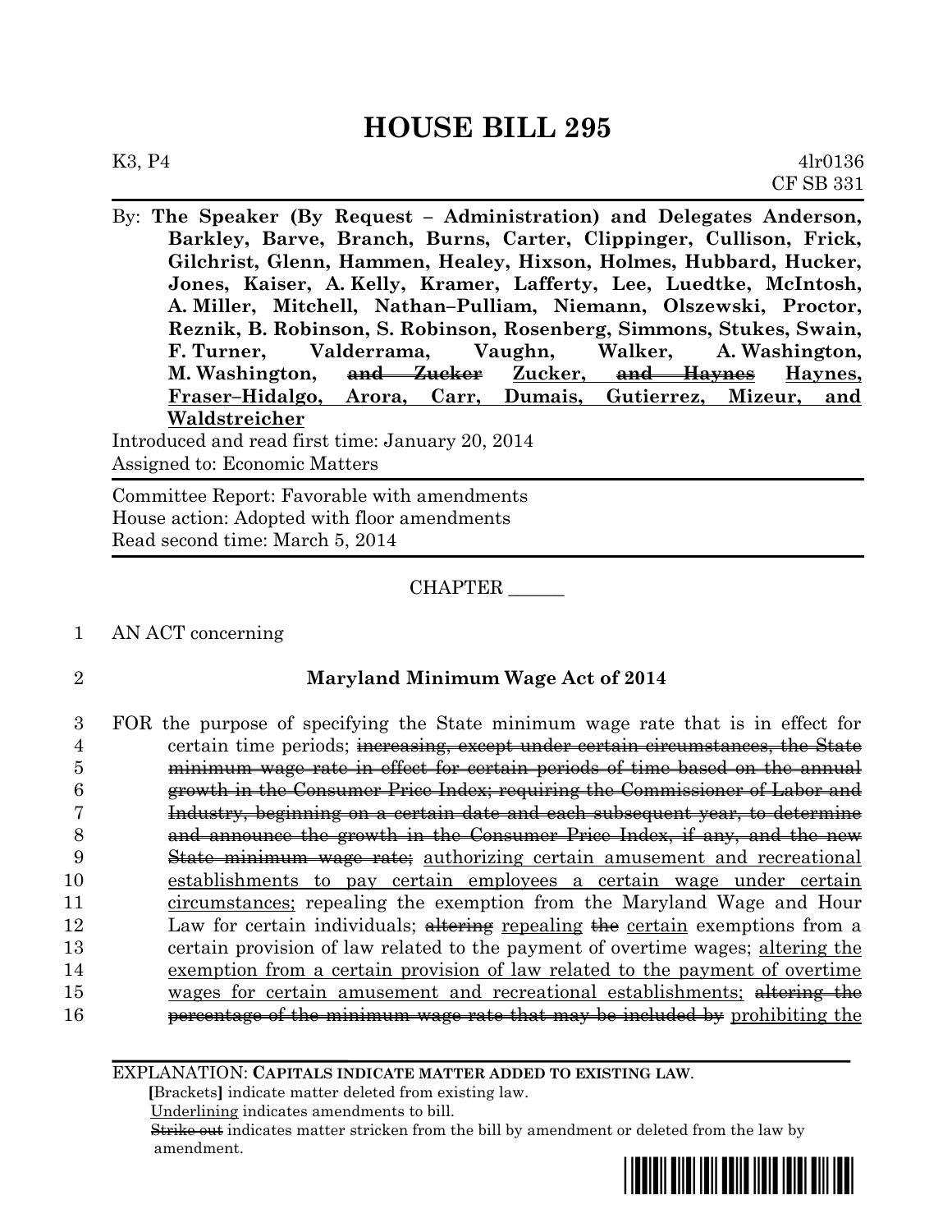# HOUSE BILL 295

K3, P4 4lr0136
CF SB 331

By: **The Speaker (By Request – Administration) and Delegates Anderson, Barkley, Barve, Branch, Burns, Carter, Clippinger, Cullison, Frick, Gilchrist, Glenn, Hammen, Healey, Hixson, Holmes, Hubbard, Hucker, Jones, Kaiser, A. Kelly, Kramer, Lafferty, Lee, Luedtke, McIntosh, A. Miller, Mitchell, Nathan–Pulliam, Niemann, Olszewski, Proctor, Reznik, B. Robinson, S. Robinson, Rosenberg, Simmons, Stukes, Swain, F. Turner, Valderrama, Vaughn, Walker, A. Washington, M. Washington, ~~and Zucker~~ Zucker, ~~and Haynes~~ Haynes, Fraser–Hidalgo, Arora, Carr, Dumais, Gutierrez, Mizeur, and Waldstreicher**

Introduced and read first time: January 20, 2014
Assigned to: Economic Matters

Committee Report: Favorable with amendments
House action: Adopted with floor amendments
Read second time: March 5, 2014

CHAPTER ______

1 AN ACT concerning

2 **Maryland Minimum Wage Act of 2014**

3 FOR the purpose of specifying the State minimum wage rate that is in effect for
4 certain time periods; ~~increasing, except under certain circumstances, the State~~
5 ~~minimum wage rate in effect for certain periods of time based on the annual~~
6 ~~growth in the Consumer Price Index; requiring the Commissioner of Labor and~~
7 ~~Industry, beginning on a certain date and each subsequent year, to determine~~
8 ~~and announce the growth in the Consumer Price Index, if any, and the new~~
9 ~~State minimum wage rate;~~ authorizing certain amusement and recreational
10 establishments to pay certain employees a certain wage under certain
11 circumstances; repealing the exemption from the Maryland Wage and Hour
12 Law for certain individuals; ~~altering~~ repealing ~~the~~ certain exemptions from a
13 certain provision of law related to the payment of overtime wages; altering the
14 exemption from a certain provision of law related to the payment of overtime
15 wages for certain amusement and recreational establishments; ~~altering the~~
16 ~~percentage of the minimum wage rate that may be included by~~ prohibiting the

EXPLANATION: **CAPITALS INDICATE MATTER ADDED TO EXISTING LAW.**
**[**Brackets**]** indicate matter deleted from existing law.
Underlining indicates amendments to bill.
~~Strike out~~ indicates matter stricken from the bill by amendment or deleted from the law by amendment.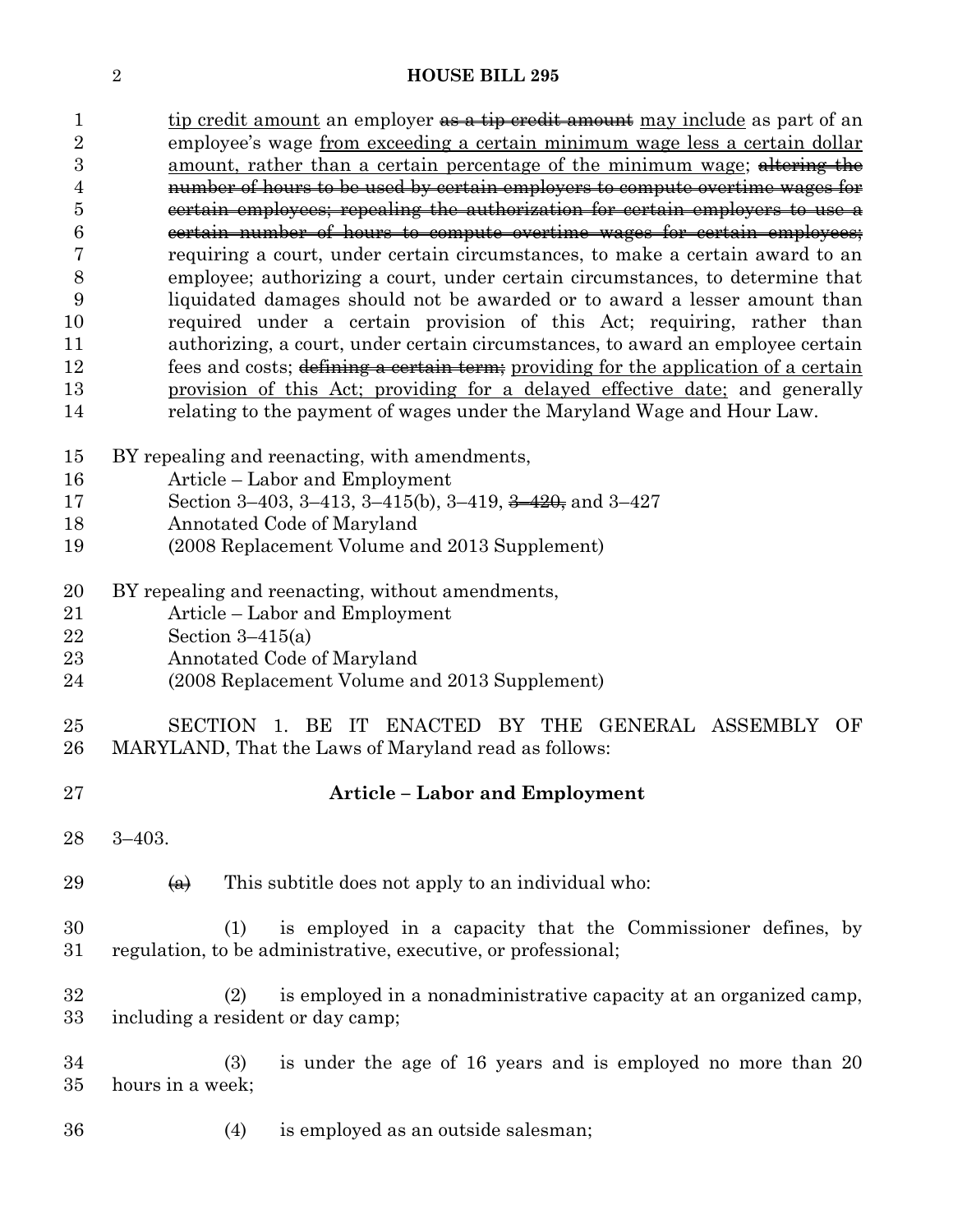tip credit amount an employer ~~as a tip credit amount~~ may include as part of an employee's wage from exceeding a certain minimum wage less a certain dollar amount, rather than a certain percentage of the minimum wage; ~~altering the number of hours to be used by certain employers to compute overtime wages for certain employees; repealing the authorization for certain employers to use a certain number of hours to compute overtime wages for certain employees;~~ requiring a court, under certain circumstances, to make a certain award to an employee; authorizing a court, under certain circumstances, to determine that liquidated damages should not be awarded or to award a lesser amount than required under a certain provision of this Act; requiring, rather than authorizing, a court, under certain circumstances, to award an employee certain fees and costs; ~~defining a certain term;~~ providing for the application of a certain provision of this Act; providing for a delayed effective date; and generally relating to the payment of wages under the Maryland Wage and Hour Law.

BY repealing and reenacting, with amendments,
Article – Labor and Employment
Section 3–403, 3–413, 3–415(b), 3–419, ~~3–420,~~ and 3–427
Annotated Code of Maryland
(2008 Replacement Volume and 2013 Supplement)

BY repealing and reenacting, without amendments,
Article – Labor and Employment
Section 3–415(a)
Annotated Code of Maryland
(2008 Replacement Volume and 2013 Supplement)

SECTION 1. BE IT ENACTED BY THE GENERAL ASSEMBLY OF MARYLAND, That the Laws of Maryland read as follows:

**Article – Labor and Employment**

3–403.

~~(a)~~ This subtitle does not apply to an individual who:

(1) is employed in a capacity that the Commissioner defines, by regulation, to be administrative, executive, or professional;

(2) is employed in a nonadministrative capacity at an organized camp, including a resident or day camp;

(3) is under the age of 16 years and is employed no more than 20 hours in a week;

(4) is employed as an outside salesman;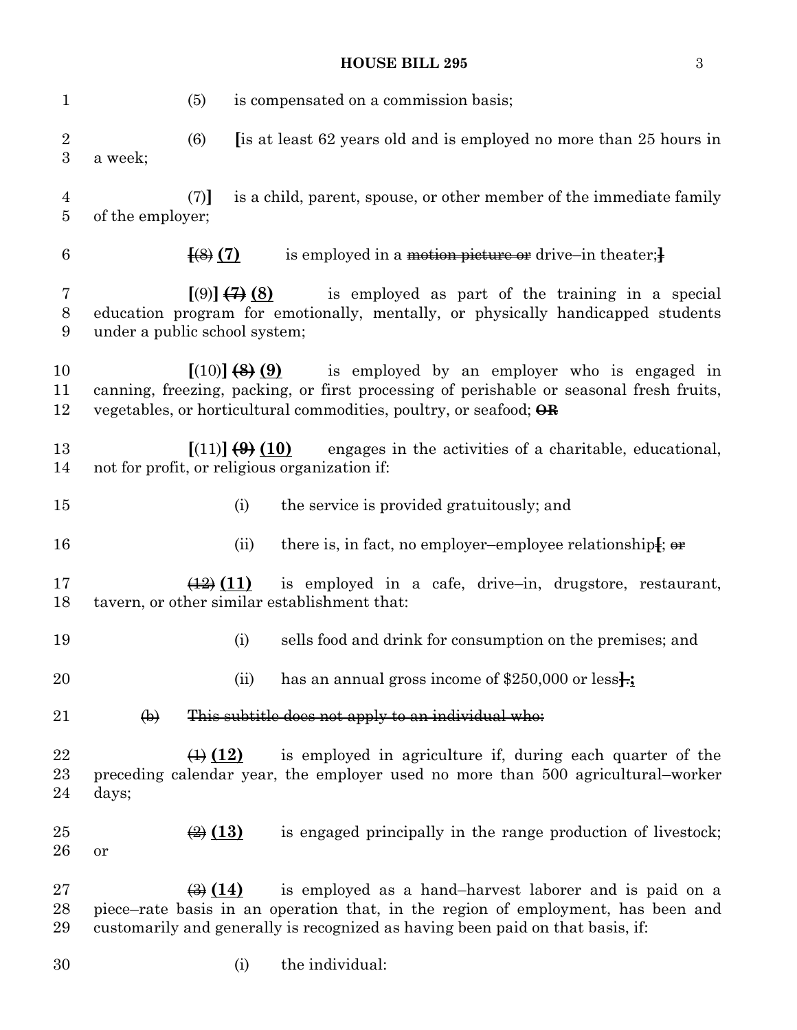(5) is compensated on a commission basis;

(6) [is at least 62 years old and is employed no more than 25 hours in a week;

(7)] is a child, parent, spouse, or other member of the immediate family of the employer;

[~~(8)~~ **(7)** is employed in a ~~motion picture or~~ drive–in theater;]

[(9)] ~~(7)~~ **(8)** is employed as part of the training in a special education program for emotionally, mentally, or physically handicapped students under a public school system;

[(10)] ~~(8)~~ **(9)** is employed by an employer who is engaged in canning, freezing, packing, or first processing of perishable or seasonal fresh fruits, vegetables, or horticultural commodities, poultry, or seafood; ~~**OR**~~

[(11)] ~~(9)~~ **(10)** engages in the activities of a charitable, educational, not for profit, or religious organization if:

(i) the service is provided gratuitously; and

(ii) there is, in fact, no employer–employee relationship[; ~~or~~

~~(12)~~ **(11)** is employed in a cafe, drive–in, drugstore, restaurant, tavern, or other similar establishment that:

(i) sells food and drink for consumption on the premises; and

(ii) has an annual gross income of $250,000 or less]~~.~~**;**

~~(b) This subtitle does not apply to an individual who:~~

~~(1)~~ **(12)** is employed in agriculture if, during each quarter of the preceding calendar year, the employer used no more than 500 agricultural–worker days;

~~(2)~~ **(13)** is engaged principally in the range production of livestock; or

~~(3)~~ **(14)** is employed as a hand–harvest laborer and is paid on a piece–rate basis in an operation that, in the region of employment, has been and customarily and generally is recognized as having been paid on that basis, if:

(i) the individual: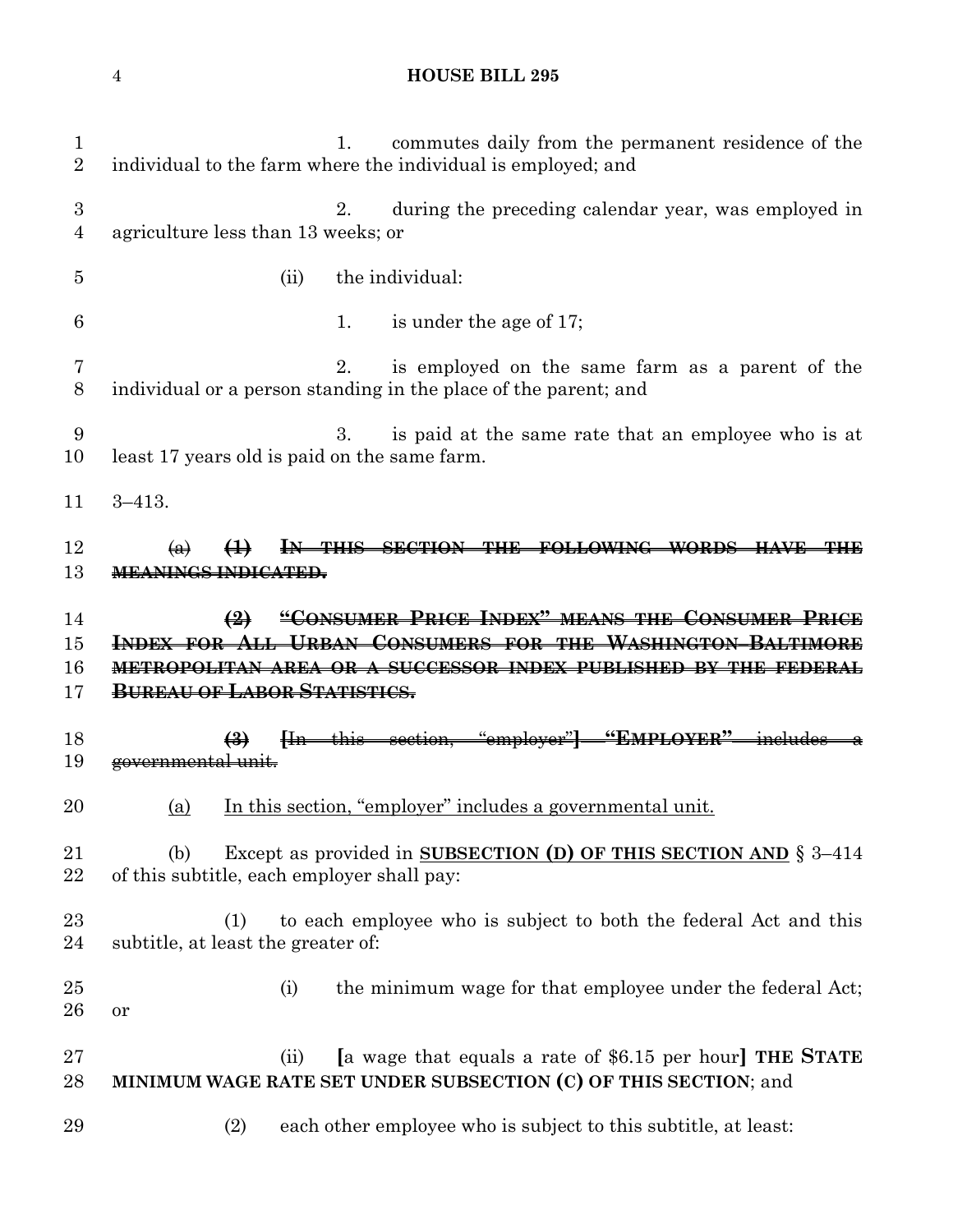1. commutes daily from the permanent residence of the individual to the farm where the individual is employed; and

2. during the preceding calendar year, was employed in agriculture less than 13 weeks; or

(ii) the individual:

1. is under the age of 17;

2. is employed on the same farm as a parent of the individual or a person standing in the place of the parent; and

3. is paid at the same rate that an employee who is at least 17 years old is paid on the same farm.

3–413.

~~(a) **(1) IN THIS SECTION THE FOLLOWING WORDS HAVE THE MEANINGS INDICATED.**~~

~~**(2) "CONSUMER PRICE INDEX" MEANS THE CONSUMER PRICE INDEX FOR ALL URBAN CONSUMERS FOR THE WASHINGTON–BALTIMORE METROPOLITAN AREA OR A SUCCESSOR INDEX PUBLISHED BY THE FEDERAL BUREAU OF LABOR STATISTICS.**~~

~~**(3)** [In this section, "employer"] **"EMPLOYER"** includes a governmental unit.~~

<u>(a) In this section, "employer" includes a governmental unit.</u>

(b) Except as provided in <u>**SUBSECTION (D) OF THIS SECTION AND**</u> § 3–414 of this subtitle, each employer shall pay:

(1) to each employee who is subject to both the federal Act and this subtitle, at least the greater of:

(i) the minimum wage for that employee under the federal Act; or

(ii) **[**a wage that equals a rate of $6.15 per hour**]** **THE STATE MINIMUM WAGE RATE SET UNDER SUBSECTION (C) OF THIS SECTION**; and

(2) each other employee who is subject to this subtitle, at least: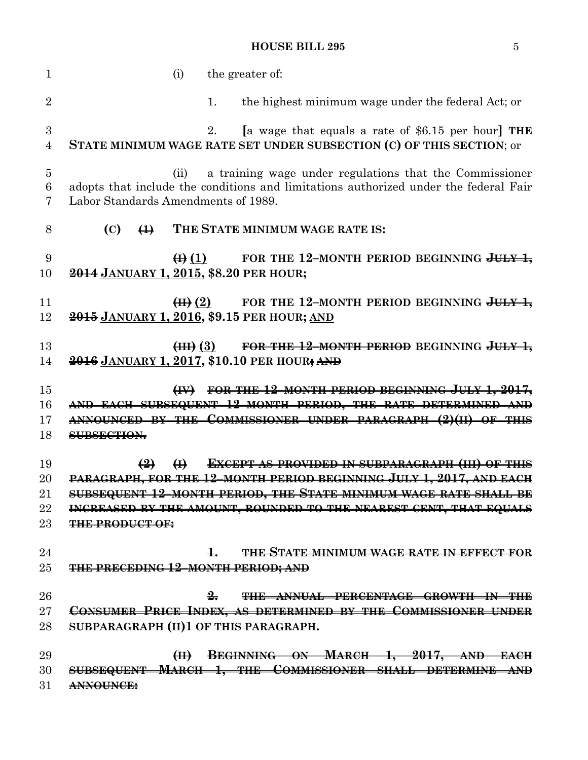(i) the greater of:

1. the highest minimum wage under the federal Act; or

2. [a wage that equals a rate of $6.15 per hour] **THE STATE MINIMUM WAGE RATE SET UNDER SUBSECTION (C) OF THIS SECTION**; or

(ii) a training wage under regulations that the Commissioner adopts that include the conditions and limitations authorized under the federal Fair Labor Standards Amendments of 1989.

**(C)** ~~**(1)**~~ **THE STATE MINIMUM WAGE RATE IS:**

~~**(I)**~~ **(1)** **FOR THE 12–MONTH PERIOD BEGINNING** ~~**JULY 1, 2014**~~ **JANUARY 1, 2015, $8.20 PER HOUR;**

~~**(II)**~~ **(2)** **FOR THE 12–MONTH PERIOD BEGINNING** ~~**JULY 1, 2015**~~ **JANUARY 1, 2016, $9.15 PER HOUR;** **AND**

~~**(III)**~~ **(3)** ~~**FOR THE 12–MONTH PERIOD**~~ **BEGINNING** ~~**JULY 1, 2016**~~ **JANUARY 1, 2017, $10.10 PER HOUR**~~**; AND**~~

~~**(IV) FOR THE 12–MONTH PERIOD BEGINNING JULY 1, 2017, AND EACH SUBSEQUENT 12–MONTH PERIOD, THE RATE DETERMINED AND ANNOUNCED BY THE COMMISSIONER UNDER PARAGRAPH (2)(II) OF THIS SUBSECTION.**~~

~~**(2) (I) EXCEPT AS PROVIDED IN SUBPARAGRAPH (III) OF THIS PARAGRAPH, FOR THE 12–MONTH PERIOD BEGINNING JULY 1, 2017, AND EACH SUBSEQUENT 12–MONTH PERIOD, THE STATE MINIMUM WAGE RATE SHALL BE INCREASED BY THE AMOUNT, ROUNDED TO THE NEAREST CENT, THAT EQUALS THE PRODUCT OF:**~~

~~**1. THE STATE MINIMUM WAGE RATE IN EFFECT FOR THE PRECEDING 12–MONTH PERIOD; AND**~~

~~**2. THE ANNUAL PERCENTAGE GROWTH IN THE CONSUMER PRICE INDEX, AS DETERMINED BY THE COMMISSIONER UNDER SUBPARAGRAPH (II)1 OF THIS PARAGRAPH.**~~

~~**(II) BEGINNING ON MARCH 1, 2017, AND EACH SUBSEQUENT MARCH 1, THE COMMISSIONER SHALL DETERMINE AND ANNOUNCE:**~~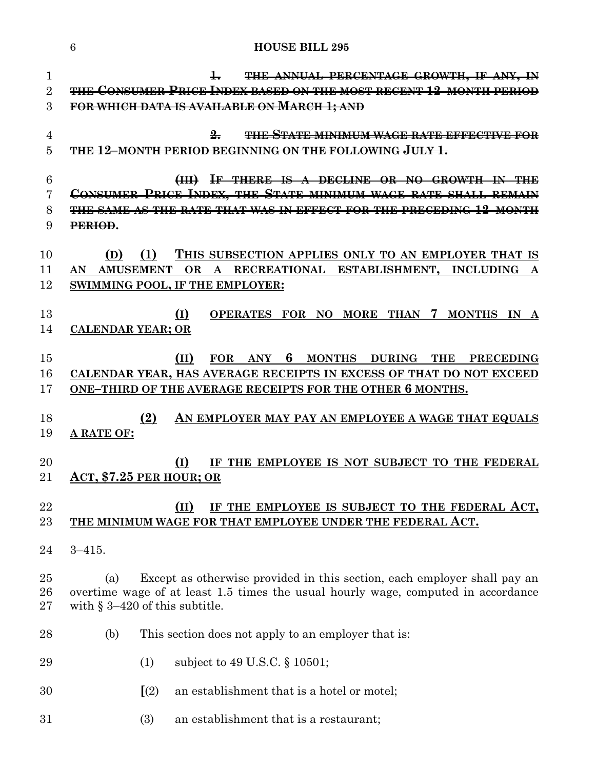~~1. THE ANNUAL PERCENTAGE GROWTH, IF ANY, IN THE CONSUMER PRICE INDEX BASED ON THE MOST RECENT 12–MONTH PERIOD FOR WHICH DATA IS AVAILABLE ON MARCH 1; AND~~

~~2. THE STATE MINIMUM WAGE RATE EFFECTIVE FOR THE 12–MONTH PERIOD BEGINNING ON THE FOLLOWING JULY 1.~~

~~(III) IF THERE IS A DECLINE OR NO GROWTH IN THE CONSUMER PRICE INDEX, THE STATE MINIMUM WAGE RATE SHALL REMAIN THE SAME AS THE RATE THAT WAS IN EFFECT FOR THE PRECEDING 12–MONTH PERIOD.~~

**(D) (1) THIS SUBSECTION APPLIES ONLY TO AN EMPLOYER THAT IS AN AMUSEMENT OR A RECREATIONAL ESTABLISHMENT, INCLUDING A SWIMMING POOL, IF THE EMPLOYER:**

**(I) OPERATES FOR NO MORE THAN 7 MONTHS IN A CALENDAR YEAR; OR**

**(II) FOR ANY 6 MONTHS DURING THE PRECEDING CALENDAR YEAR, HAS AVERAGE RECEIPTS ~~IN EXCESS OF~~ THAT DO NOT EXCEED ONE–THIRD OF THE AVERAGE RECEIPTS FOR THE OTHER 6 MONTHS.**

**(2) AN EMPLOYER MAY PAY AN EMPLOYEE A WAGE THAT EQUALS A RATE OF:**

**(I) IF THE EMPLOYEE IS NOT SUBJECT TO THE FEDERAL ACT, $7.25 PER HOUR; OR**

**(II) IF THE EMPLOYEE IS SUBJECT TO THE FEDERAL ACT, THE MINIMUM WAGE FOR THAT EMPLOYEE UNDER THE FEDERAL ACT.**

3–415.

(a) Except as otherwise provided in this section, each employer shall pay an overtime wage of at least 1.5 times the usual hourly wage, computed in accordance with § 3–420 of this subtitle.

(b) This section does not apply to an employer that is:

(1) subject to 49 U.S.C. § 10501;

[(2) an establishment that is a hotel or motel;

(3) an establishment that is a restaurant;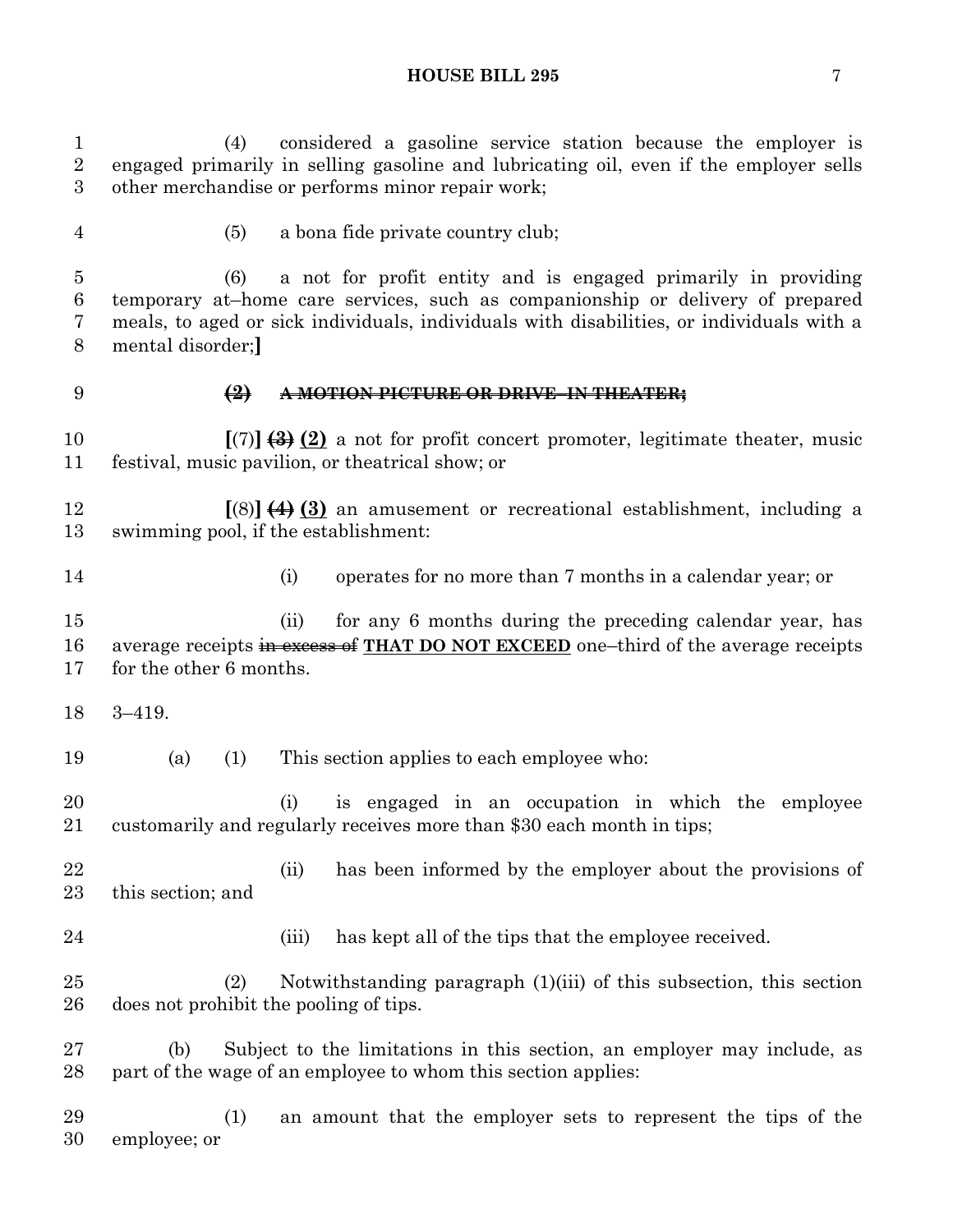(4) considered a gasoline service station because the employer is engaged primarily in selling gasoline and lubricating oil, even if the employer sells other merchandise or performs minor repair work;

(5) a bona fide private country club;

(6) a not for profit entity and is engaged primarily in providing temporary at–home care services, such as companionship or delivery of prepared meals, to aged or sick individuals, individuals with disabilities, or individuals with a mental disorder;**]**

~~**(2) A MOTION PICTURE OR DRIVE–IN THEATER;**~~

**[**(7)**]** ~~**(3)**~~ **(2)** a not for profit concert promoter, legitimate theater, music festival, music pavilion, or theatrical show; or

**[**(8)**]** ~~**(4)**~~ **(3)** an amusement or recreational establishment, including a swimming pool, if the establishment:

(i) operates for no more than 7 months in a calendar year; or

(ii) for any 6 months during the preceding calendar year, has average receipts ~~in excess of~~ **THAT DO NOT EXCEED** one–third of the average receipts for the other 6 months.

3–419.

(a) (1) This section applies to each employee who:

(i) is engaged in an occupation in which the employee customarily and regularly receives more than $30 each month in tips;

(ii) has been informed by the employer about the provisions of this section; and

(iii) has kept all of the tips that the employee received.

(2) Notwithstanding paragraph (1)(iii) of this subsection, this section does not prohibit the pooling of tips.

(b) Subject to the limitations in this section, an employer may include, as part of the wage of an employee to whom this section applies:

(1) an amount that the employer sets to represent the tips of the employee; or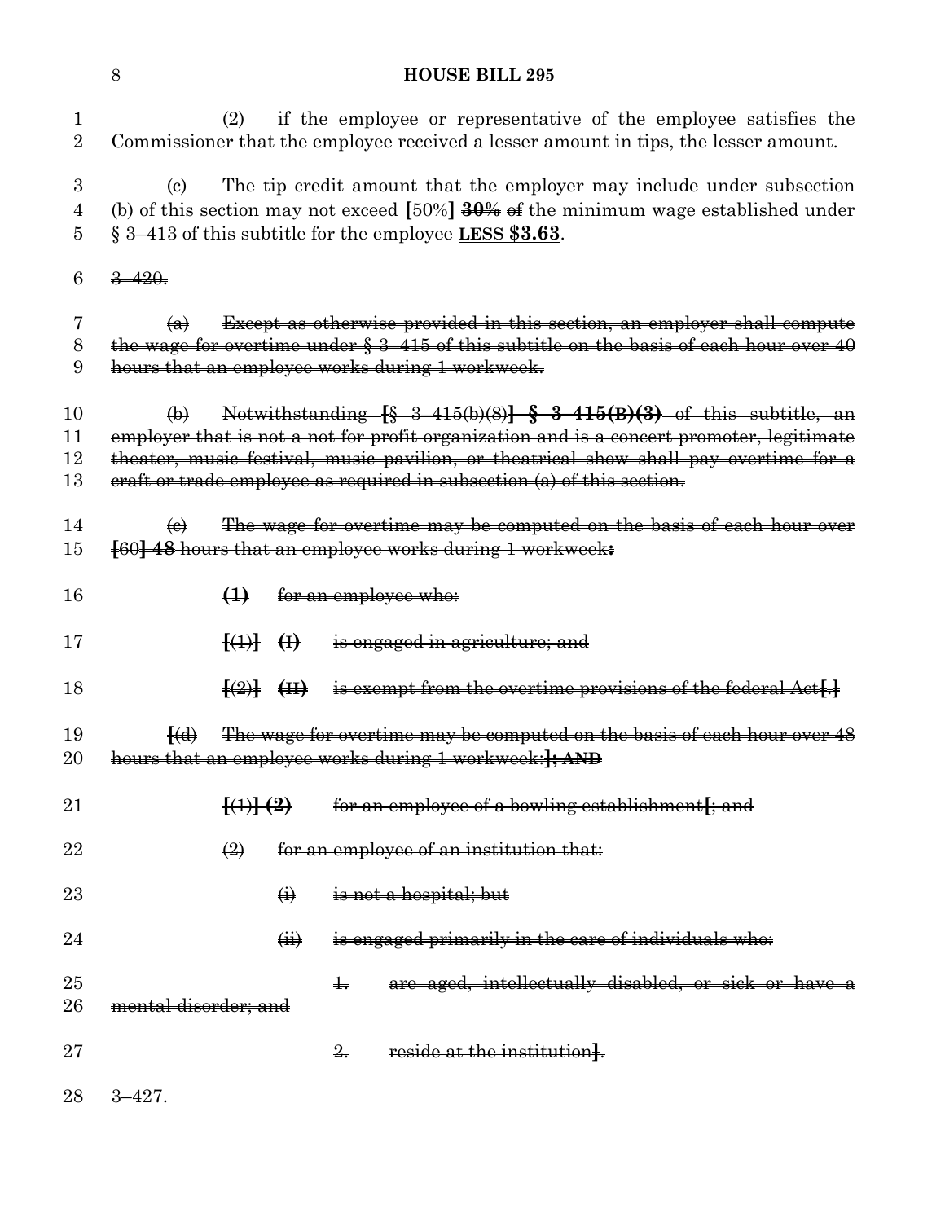(2) if the employee or representative of the employee satisfies the Commissioner that the employee received a lesser amount in tips, the lesser amount.

(c) The tip credit amount that the employer may include under subsection (b) of this section may not exceed **[**50%**]** ~~**30%** of~~ the minimum wage established under § 3–413 of this subtitle for the employee **LESS $3.63**.

~~3–420.~~

~~(a) Except as otherwise provided in this section, an employer shall compute the wage for overtime under § 3–415 of this subtitle on the basis of each hour over 40 hours that an employee works during 1 workweek.~~

~~(b) Notwithstanding **[**§ 3–415(b)(8)**]** **§ 3–415(B)(3)** of this subtitle, an employer that is not a not for profit organization and is a concert promoter, legitimate theater, music festival, music pavilion, or theatrical show shall pay overtime for a craft or trade employee as required in subsection (a) of this section.~~

~~(c) The wage for overtime may be computed on the basis of each hour over **[**60**]** **48** hours that an employee works during 1 workweek**:**~~

~~**(1)** for an employee who:~~

~~**[**(1)**]** **(I)** is engaged in agriculture; and~~

~~**[**(2)**]** **(II)** is exempt from the overtime provisions of the federal Act**[**.**]**~~

~~**[**(d) The wage for overtime may be computed on the basis of each hour over 48 hours that an employee works during 1 workweek:**]**; **AND**~~

~~**[**(1)**]** **(2)** for an employee of a bowling establishment**[**; and~~

~~(2) for an employee of an institution that:~~

~~(i) is not a hospital; but~~

~~(ii) is engaged primarily in the care of individuals who:~~

~~1. are aged, intellectually disabled, or sick or have a mental disorder; and~~

~~2. reside at the institution**]**.~~

3–427.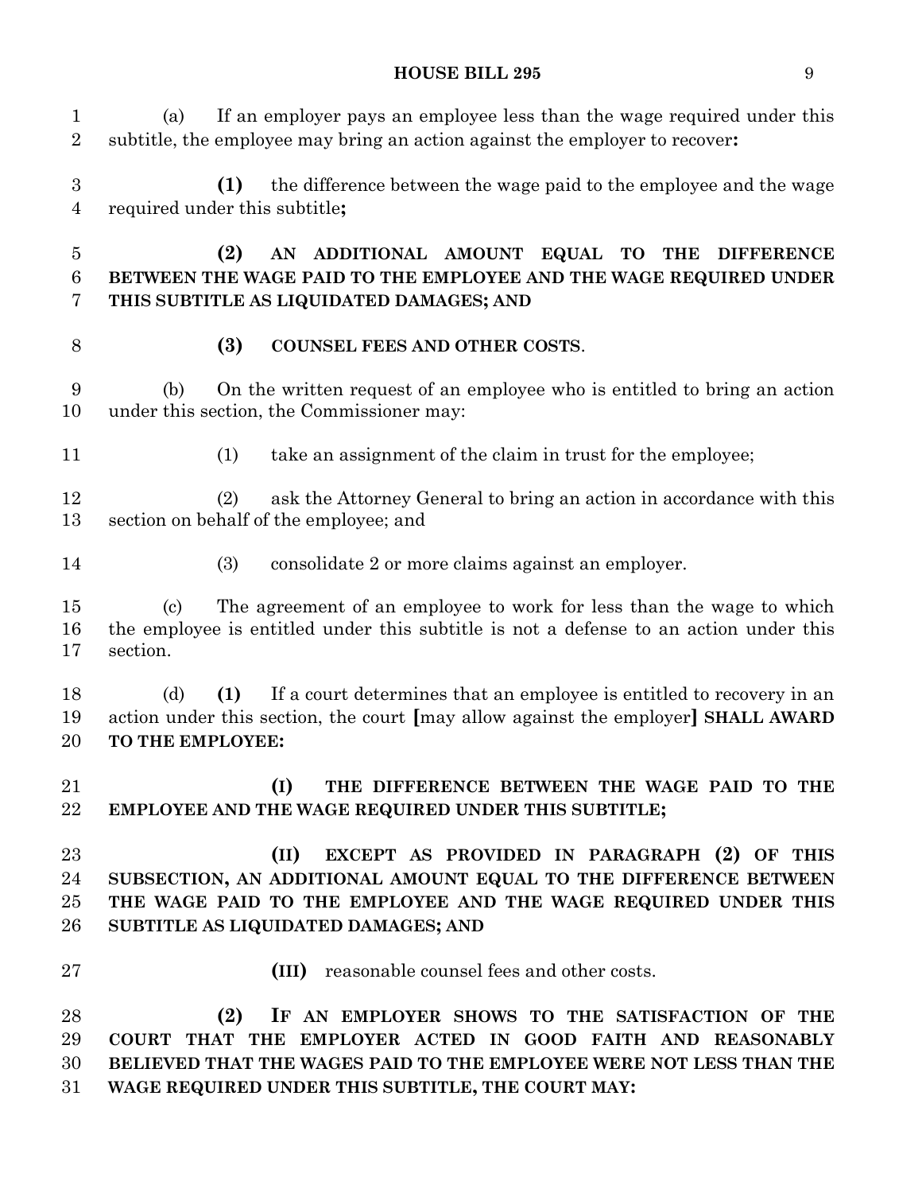(a) If an employer pays an employee less than the wage required under this subtitle, the employee may bring an action against the employer to recover**:**

**(1)** the difference between the wage paid to the employee and the wage required under this subtitle**;**

**(2) AN ADDITIONAL AMOUNT EQUAL TO THE DIFFERENCE BETWEEN THE WAGE PAID TO THE EMPLOYEE AND THE WAGE REQUIRED UNDER THIS SUBTITLE AS LIQUIDATED DAMAGES; AND**

**(3) COUNSEL FEES AND OTHER COSTS**.

(b) On the written request of an employee who is entitled to bring an action under this section, the Commissioner may:

(1) take an assignment of the claim in trust for the employee;

(2) ask the Attorney General to bring an action in accordance with this section on behalf of the employee; and

(3) consolidate 2 or more claims against an employer.

(c) The agreement of an employee to work for less than the wage to which the employee is entitled under this subtitle is not a defense to an action under this section.

(d) **(1)** If a court determines that an employee is entitled to recovery in an action under this section, the court **[**may allow against the employer**]** **SHALL AWARD TO THE EMPLOYEE:**

**(I) THE DIFFERENCE BETWEEN THE WAGE PAID TO THE EMPLOYEE AND THE WAGE REQUIRED UNDER THIS SUBTITLE;**

**(II) EXCEPT AS PROVIDED IN PARAGRAPH (2) OF THIS SUBSECTION, AN ADDITIONAL AMOUNT EQUAL TO THE DIFFERENCE BETWEEN THE WAGE PAID TO THE EMPLOYEE AND THE WAGE REQUIRED UNDER THIS SUBTITLE AS LIQUIDATED DAMAGES; AND**

**(III)** reasonable counsel fees and other costs.

**(2) IF AN EMPLOYER SHOWS TO THE SATISFACTION OF THE COURT THAT THE EMPLOYER ACTED IN GOOD FAITH AND REASONABLY BELIEVED THAT THE WAGES PAID TO THE EMPLOYEE WERE NOT LESS THAN THE WAGE REQUIRED UNDER THIS SUBTITLE, THE COURT MAY:**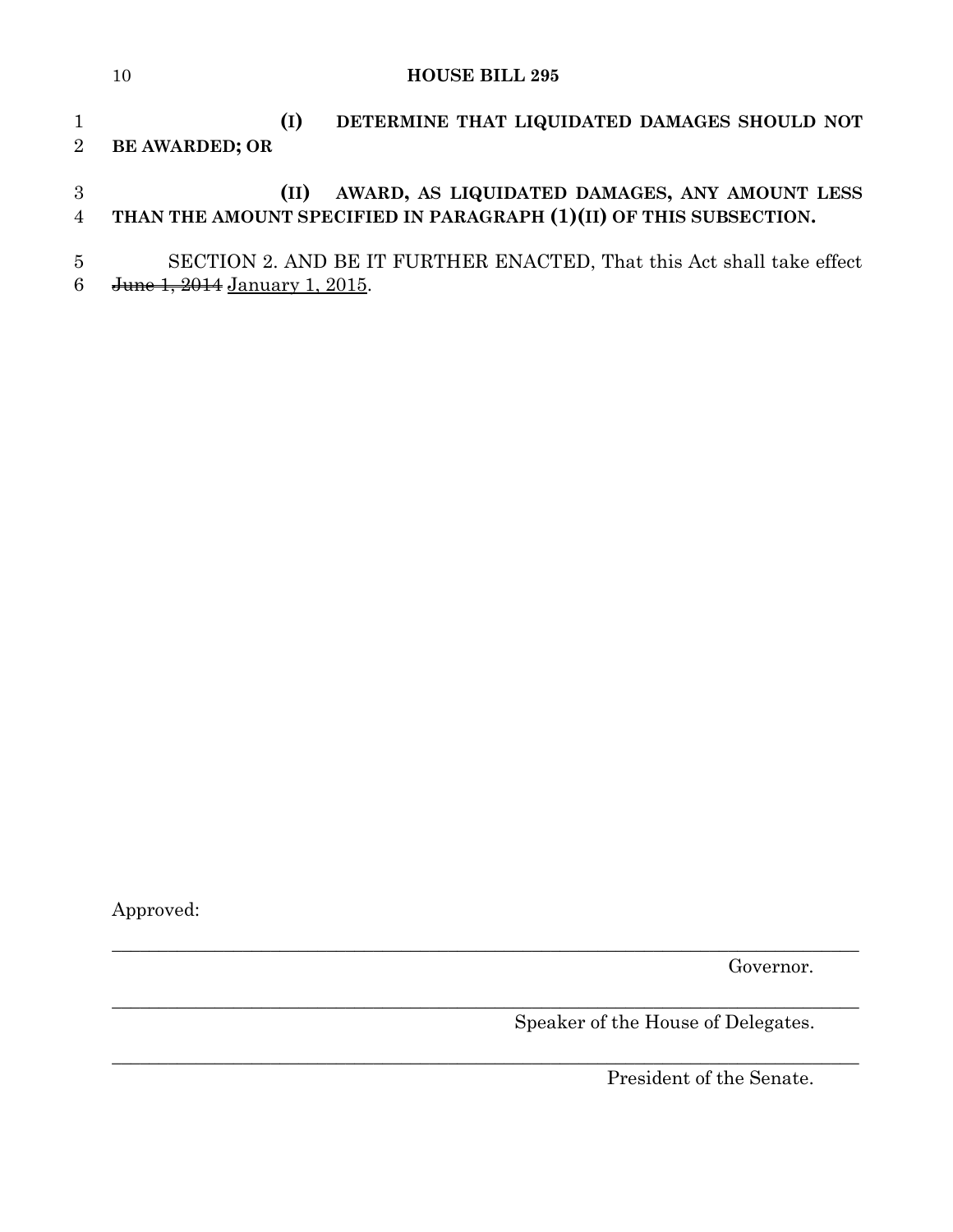**(I) DETERMINE THAT LIQUIDATED DAMAGES SHOULD NOT BE AWARDED; OR**

**(II) AWARD, AS LIQUIDATED DAMAGES, ANY AMOUNT LESS THAN THE AMOUNT SPECIFIED IN PARAGRAPH (1)(II) OF THIS SUBSECTION.**

SECTION 2. AND BE IT FURTHER ENACTED, That this Act shall take effect ~~June 1, 2014~~ January 1, 2015.

Approved:

\_\_\_\_\_\_\_\_\_\_\_\_\_\_\_\_\_\_\_\_\_\_\_\_\_\_\_\_\_\_\_\_\_\_\_\_\_\_\_\_\_\_\_\_\_\_\_\_\_\_\_\_\_\_\_\_\_\_\_\_\_\_\_\_\_\_\_\_\_\_\_\_\_\_\_\_

Governor.

\_\_\_\_\_\_\_\_\_\_\_\_\_\_\_\_\_\_\_\_\_\_\_\_\_\_\_\_\_\_\_\_\_\_\_\_\_\_\_\_\_\_\_\_\_\_\_\_\_\_\_\_\_\_\_\_\_\_\_\_\_\_\_\_\_\_\_\_\_\_\_\_\_\_\_\_

Speaker of the House of Delegates.

\_\_\_\_\_\_\_\_\_\_\_\_\_\_\_\_\_\_\_\_\_\_\_\_\_\_\_\_\_\_\_\_\_\_\_\_\_\_\_\_\_\_\_\_\_\_\_\_\_\_\_\_\_\_\_\_\_\_\_\_\_\_\_\_\_\_\_\_\_\_\_\_\_\_\_\_

President of the Senate.